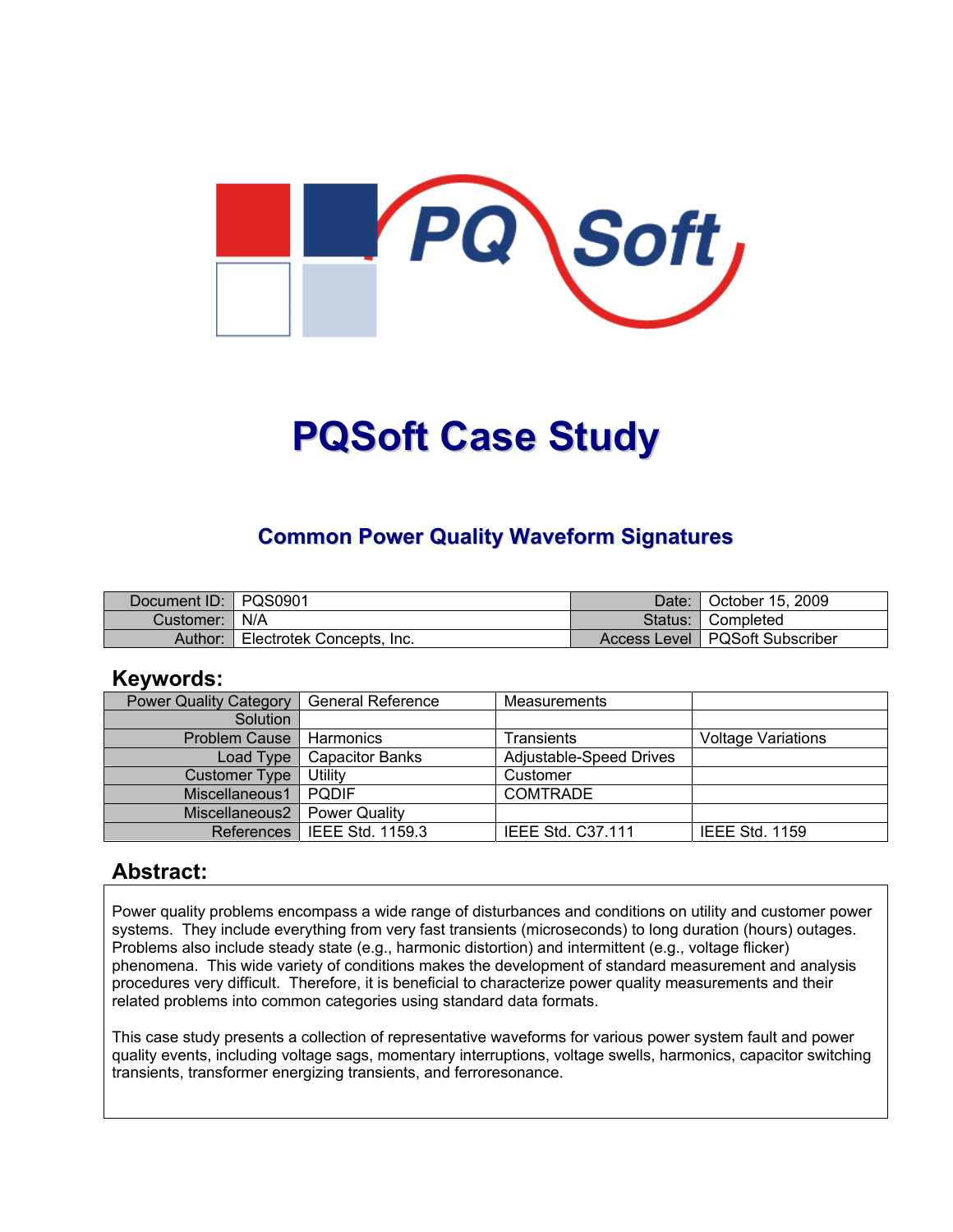# PQSoft Case Study

## Common Power Quality Waveform Signatures

| Document ID: | PQS0901 | Date: | October 15, 2009 |
|---|---|---|---|
| Customer: | N/A | Status: | Completed |
| Author: | Electrotek Concepts, Inc. | Access Level | PQSoft Subscriber |

## Keywords:

| Power Quality Category | General Reference | Measurements | |
|---|---|---|---|
| Solution | | | |
| Problem Cause | Harmonics | Transients | Voltage Variations |
| Load Type | Capacitor Banks | Adjustable-Speed Drives | |
| Customer Type | Utility | Customer | |
| Miscellaneous1 | PQDIF | COMTRADE | |
| Miscellaneous2 | Power Quality | | |
| References | IEEE Std. 1159.3 | IEEE Std. C37.111 | IEEE Std. 1159 |

## Abstract:

Power quality problems encompass a wide range of disturbances and conditions on utility and customer power systems. They include everything from very fast transients (microseconds) to long duration (hours) outages. Problems also include steady state (e.g., harmonic distortion) and intermittent (e.g., voltage flicker) phenomena. This wide variety of conditions makes the development of standard measurement and analysis procedures very difficult. Therefore, it is beneficial to characterize power quality measurements and their related problems into common categories using standard data formats.

This case study presents a collection of representative waveforms for various power system fault and power quality events, including voltage sags, momentary interruptions, voltage swells, harmonics, capacitor switching transients, transformer energizing transients, and ferroresonance.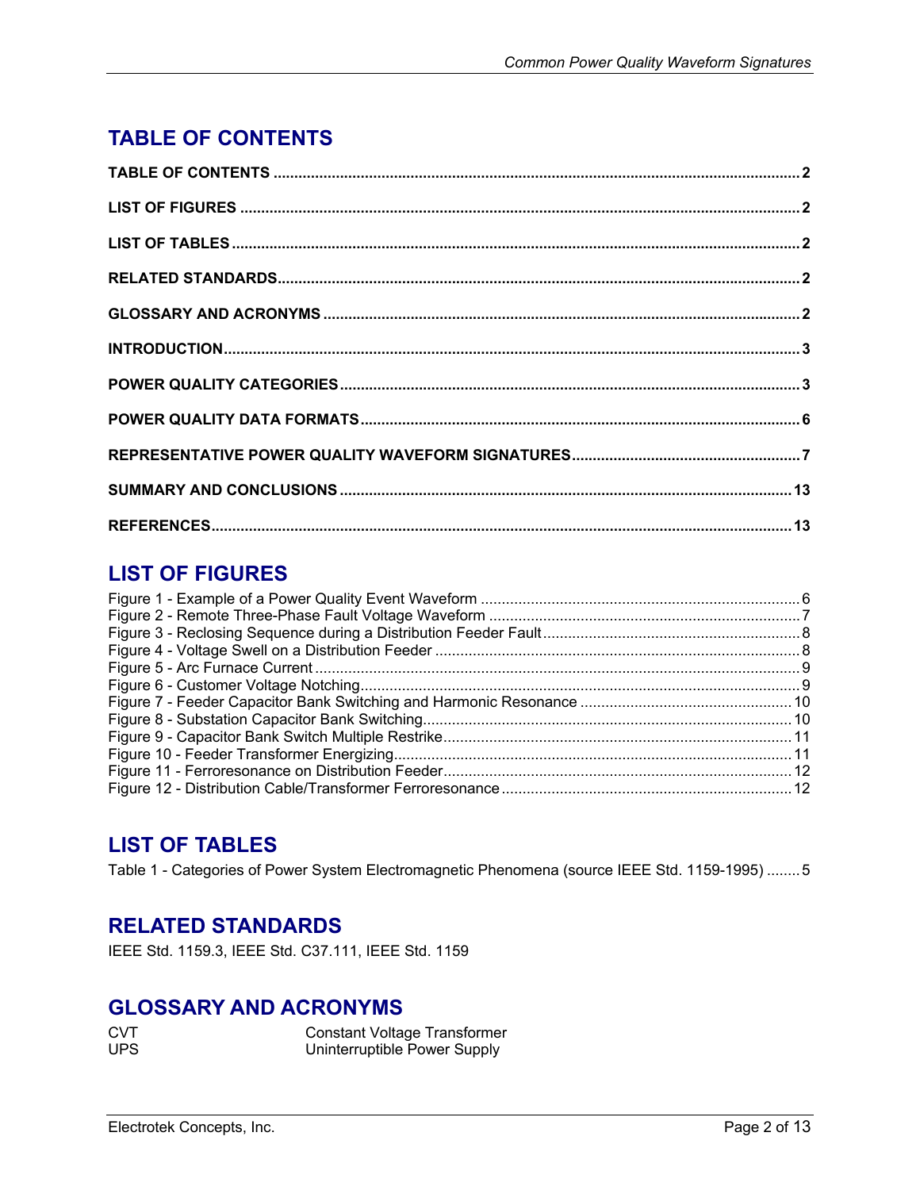## TABLE OF CONTENTS

**TABLE OF CONTENTS** .......... **2**

**LIST OF FIGURES** .......... **2**

**LIST OF TABLES** .......... **2**

**RELATED STANDARDS** .......... **2**

**GLOSSARY AND ACRONYMS** .......... **2**

**INTRODUCTION** .......... **3**

**POWER QUALITY CATEGORIES** .......... **3**

**POWER QUALITY DATA FORMATS** .......... **6**

**REPRESENTATIVE POWER QUALITY WAVEFORM SIGNATURES** .......... **7**

**SUMMARY AND CONCLUSIONS** .......... **13**

**REFERENCES** .......... **13**

## LIST OF FIGURES

Figure 1 - Example of a Power Quality Event Waveform .......... 6
Figure 2 - Remote Three-Phase Fault Voltage Waveform .......... 7
Figure 3 - Reclosing Sequence during a Distribution Feeder Fault .......... 8
Figure 4 - Voltage Swell on a Distribution Feeder .......... 8
Figure 5 - Arc Furnace Current .......... 9
Figure 6 - Customer Voltage Notching .......... 9
Figure 7 - Feeder Capacitor Bank Switching and Harmonic Resonance .......... 10
Figure 8 - Substation Capacitor Bank Switching .......... 10
Figure 9 - Capacitor Bank Switch Multiple Restrike .......... 11
Figure 10 - Feeder Transformer Energizing .......... 11
Figure 11 - Ferroresonance on Distribution Feeder .......... 12
Figure 12 - Distribution Cable/Transformer Ferroresonance .......... 12

## LIST OF TABLES

Table 1 - Categories of Power System Electromagnetic Phenomena (source IEEE Std. 1159-1995) .......... 5

## RELATED STANDARDS

IEEE Std. 1159.3, IEEE Std. C37.111, IEEE Std. 1159

## GLOSSARY AND ACRONYMS

| | |
|---|---|
| CVT | Constant Voltage Transformer |
| UPS | Uninterruptible Power Supply |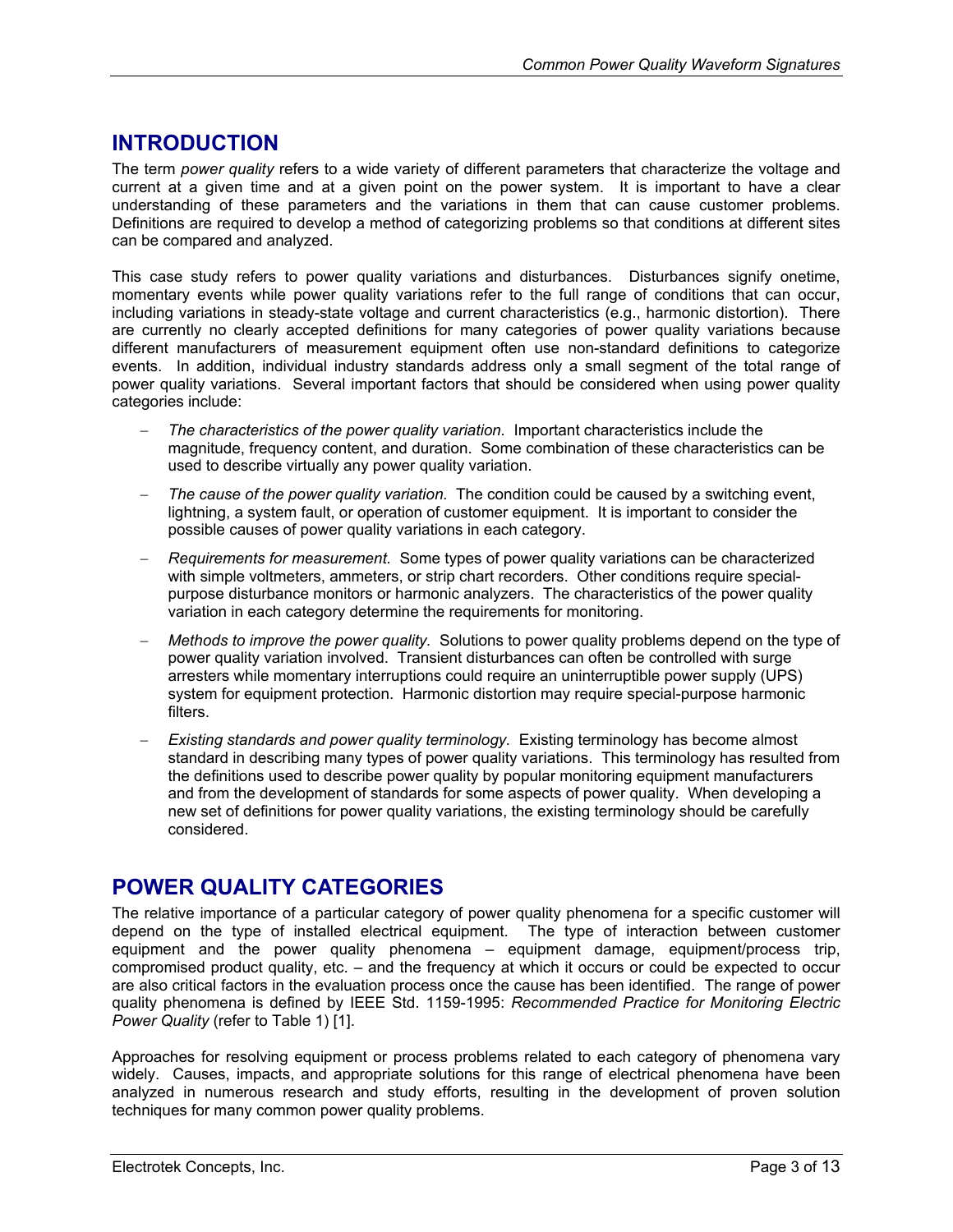## INTRODUCTION

The term *power quality* refers to a wide variety of different parameters that characterize the voltage and current at a given time and at a given point on the power system. It is important to have a clear understanding of these parameters and the variations in them that can cause customer problems. Definitions are required to develop a method of categorizing problems so that conditions at different sites can be compared and analyzed.

This case study refers to power quality variations and disturbances. Disturbances signify onetime, momentary events while power quality variations refer to the full range of conditions that can occur, including variations in steady-state voltage and current characteristics (e.g., harmonic distortion). There are currently no clearly accepted definitions for many categories of power quality variations because different manufacturers of measurement equipment often use non-standard definitions to categorize events. In addition, individual industry standards address only a small segment of the total range of power quality variations. Several important factors that should be considered when using power quality categories include:

- *The characteristics of the power quality variation.* Important characteristics include the magnitude, frequency content, and duration. Some combination of these characteristics can be used to describe virtually any power quality variation.
- *The cause of the power quality variation.* The condition could be caused by a switching event, lightning, a system fault, or operation of customer equipment. It is important to consider the possible causes of power quality variations in each category.
- *Requirements for measurement.* Some types of power quality variations can be characterized with simple voltmeters, ammeters, or strip chart recorders. Other conditions require special-purpose disturbance monitors or harmonic analyzers. The characteristics of the power quality variation in each category determine the requirements for monitoring.
- *Methods to improve the power quality.* Solutions to power quality problems depend on the type of power quality variation involved. Transient disturbances can often be controlled with surge arresters while momentary interruptions could require an uninterruptible power supply (UPS) system for equipment protection. Harmonic distortion may require special-purpose harmonic filters.
- *Existing standards and power quality terminology.* Existing terminology has become almost standard in describing many types of power quality variations. This terminology has resulted from the definitions used to describe power quality by popular monitoring equipment manufacturers and from the development of standards for some aspects of power quality. When developing a new set of definitions for power quality variations, the existing terminology should be carefully considered.

## POWER QUALITY CATEGORIES

The relative importance of a particular category of power quality phenomena for a specific customer will depend on the type of installed electrical equipment. The type of interaction between customer equipment and the power quality phenomena – equipment damage, equipment/process trip, compromised product quality, etc. – and the frequency at which it occurs or could be expected to occur are also critical factors in the evaluation process once the cause has been identified. The range of power quality phenomena is defined by IEEE Std. 1159-1995: *Recommended Practice for Monitoring Electric Power Quality* (refer to Table 1) [1].

Approaches for resolving equipment or process problems related to each category of phenomena vary widely. Causes, impacts, and appropriate solutions for this range of electrical phenomena have been analyzed in numerous research and study efforts, resulting in the development of proven solution techniques for many common power quality problems.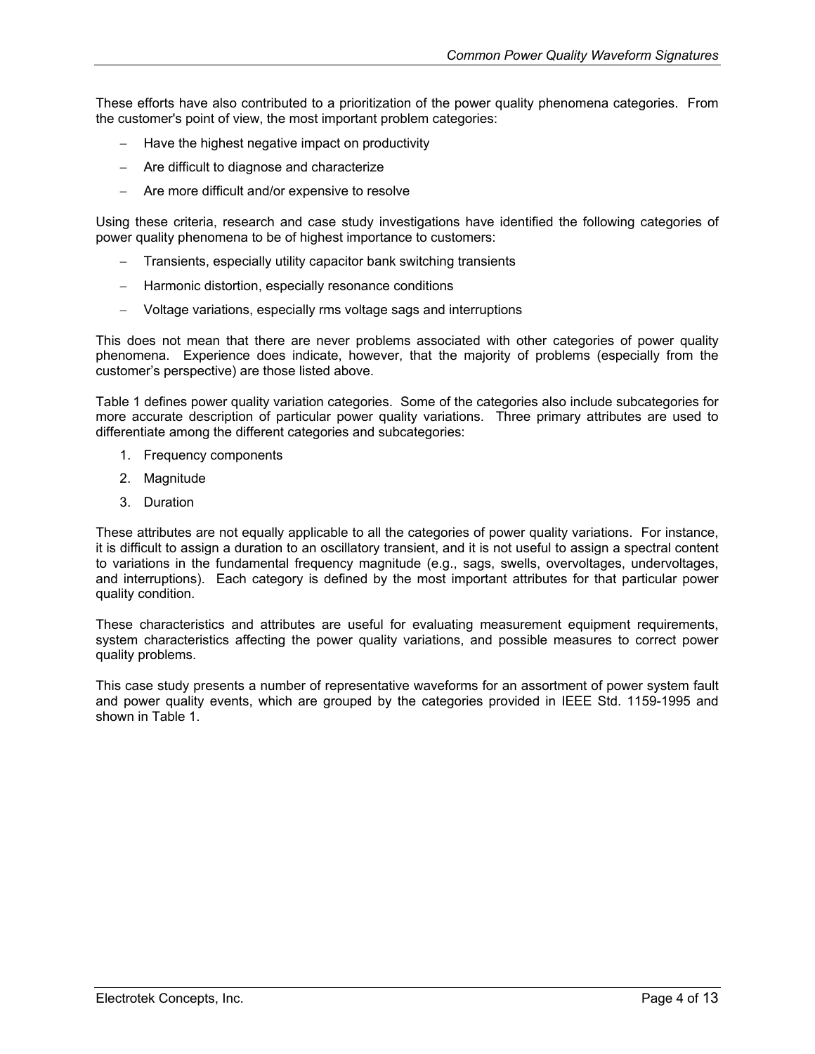These efforts have also contributed to a prioritization of the power quality phenomena categories. From the customer's point of view, the most important problem categories:

- Have the highest negative impact on productivity
- Are difficult to diagnose and characterize
- Are more difficult and/or expensive to resolve

Using these criteria, research and case study investigations have identified the following categories of power quality phenomena to be of highest importance to customers:

- Transients, especially utility capacitor bank switching transients
- Harmonic distortion, especially resonance conditions
- Voltage variations, especially rms voltage sags and interruptions

This does not mean that there are never problems associated with other categories of power quality phenomena. Experience does indicate, however, that the majority of problems (especially from the customer's perspective) are those listed above.

Table 1 defines power quality variation categories. Some of the categories also include subcategories for more accurate description of particular power quality variations. Three primary attributes are used to differentiate among the different categories and subcategories:

1. Frequency components
2. Magnitude
3. Duration

These attributes are not equally applicable to all the categories of power quality variations. For instance, it is difficult to assign a duration to an oscillatory transient, and it is not useful to assign a spectral content to variations in the fundamental frequency magnitude (e.g., sags, swells, overvoltages, undervoltages, and interruptions). Each category is defined by the most important attributes for that particular power quality condition.

These characteristics and attributes are useful for evaluating measurement equipment requirements, system characteristics affecting the power quality variations, and possible measures to correct power quality problems.

This case study presents a number of representative waveforms for an assortment of power system fault and power quality events, which are grouped by the categories provided in IEEE Std. 1159-1995 and shown in Table 1.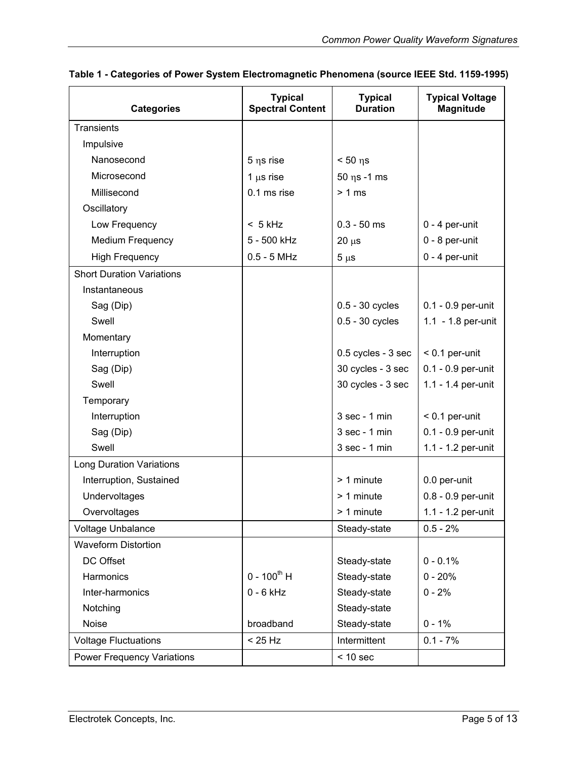**Table 1 - Categories of Power System Electromagnetic Phenomena (source IEEE Std. 1159-1995)**

| Categories | Typical Spectral Content | Typical Duration | Typical Voltage Magnitude |
|---|---|---|---|
| Transients | | | |
| Impulsive | | | |
| Nanosecond | 5 ηs rise | < 50 ηs | |
| Microsecond | 1 μs rise | 50 ηs -1 ms | |
| Millisecond | 0.1 ms rise | > 1 ms | |
| Oscillatory | | | |
| Low Frequency | < 5 kHz | 0.3 - 50 ms | 0 - 4 per-unit |
| Medium Frequency | 5 - 500 kHz | 20 μs | 0 - 8 per-unit |
| High Frequency | 0.5 - 5 MHz | 5 μs | 0 - 4 per-unit |
| Short Duration Variations | | | |
| Instantaneous | | | |
| Sag (Dip) | | 0.5 - 30 cycles | 0.1 - 0.9 per-unit |
| Swell | | 0.5 - 30 cycles | 1.1 - 1.8 per-unit |
| Momentary | | | |
| Interruption | | 0.5 cycles - 3 sec | < 0.1 per-unit |
| Sag (Dip) | | 30 cycles - 3 sec | 0.1 - 0.9 per-unit |
| Swell | | 30 cycles - 3 sec | 1.1 - 1.4 per-unit |
| Temporary | | | |
| Interruption | | 3 sec - 1 min | < 0.1 per-unit |
| Sag (Dip) | | 3 sec - 1 min | 0.1 - 0.9 per-unit |
| Swell | | 3 sec - 1 min | 1.1 - 1.2 per-unit |
| Long Duration Variations | | | |
| Interruption, Sustained | | > 1 minute | 0.0 per-unit |
| Undervoltages | | > 1 minute | 0.8 - 0.9 per-unit |
| Overvoltages | | > 1 minute | 1.1 - 1.2 per-unit |
| Voltage Unbalance | | Steady-state | 0.5 - 2% |
| Waveform Distortion | | | |
| DC Offset | | Steady-state | 0 - 0.1% |
| Harmonics | 0 - 100$^{th}$ H | Steady-state | 0 - 20% |
| Inter-harmonics | 0 - 6 kHz | Steady-state | 0 - 2% |
| Notching | | Steady-state | |
| Noise | broadband | Steady-state | 0 - 1% |
| Voltage Fluctuations | < 25 Hz | Intermittent | 0.1 - 7% |
| Power Frequency Variations | | < 10 sec | |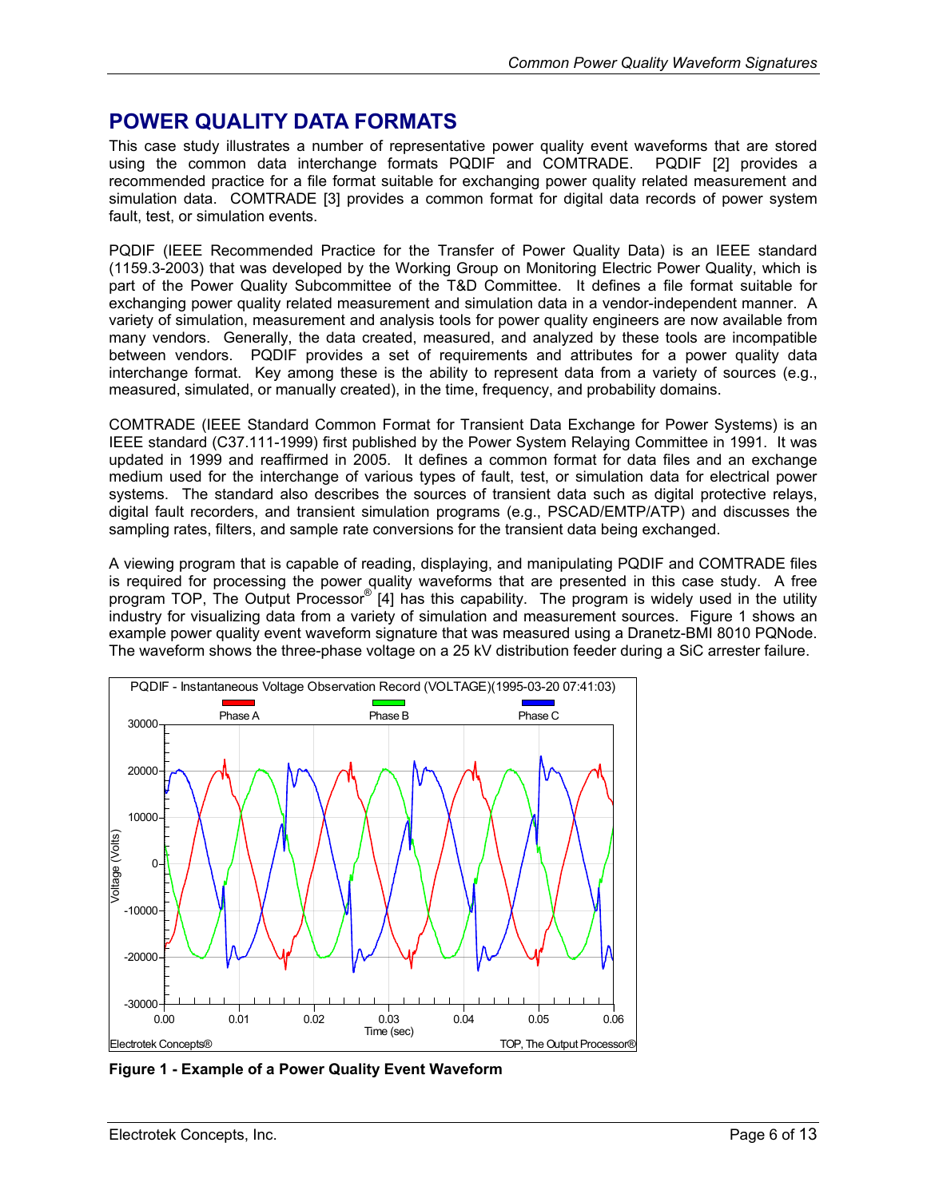# POWER QUALITY DATA FORMATS

This case study illustrates a number of representative power quality event waveforms that are stored using the common data interchange formats PQDIF and COMTRADE. PQDIF [2] provides a recommended practice for a file format suitable for exchanging power quality related measurement and simulation data. COMTRADE [3] provides a common format for digital data records of power system fault, test, or simulation events.

PQDIF (IEEE Recommended Practice for the Transfer of Power Quality Data) is an IEEE standard (1159.3-2003) that was developed by the Working Group on Monitoring Electric Power Quality, which is part of the Power Quality Subcommittee of the T&D Committee. It defines a file format suitable for exchanging power quality related measurement and simulation data in a vendor-independent manner. A variety of simulation, measurement and analysis tools for power quality engineers are now available from many vendors. Generally, the data created, measured, and analyzed by these tools are incompatible between vendors. PQDIF provides a set of requirements and attributes for a power quality data interchange format. Key among these is the ability to represent data from a variety of sources (e.g., measured, simulated, or manually created), in the time, frequency, and probability domains.

COMTRADE (IEEE Standard Common Format for Transient Data Exchange for Power Systems) is an IEEE standard (C37.111-1999) first published by the Power System Relaying Committee in 1991. It was updated in 1999 and reaffirmed in 2005. It defines a common format for data files and an exchange medium used for the interchange of various types of fault, test, or simulation data for electrical power systems. The standard also describes the sources of transient data such as digital protective relays, digital fault recorders, and transient simulation programs (e.g., PSCAD/EMTP/ATP) and discusses the sampling rates, filters, and sample rate conversions for the transient data being exchanged.

A viewing program that is capable of reading, displaying, and manipulating PQDIF and COMTRADE files is required for processing the power quality waveforms that are presented in this case study. A free program TOP, The Output Processor® [4] has this capability. The program is widely used in the utility industry for visualizing data from a variety of simulation and measurement sources. Figure 1 shows an example power quality event waveform signature that was measured using a Dranetz-BMI 8010 PQNode. The waveform shows the three-phase voltage on a 25 kV distribution feeder during a SiC arrester failure.

**Figure 1 - Example of a Power Quality Event Waveform**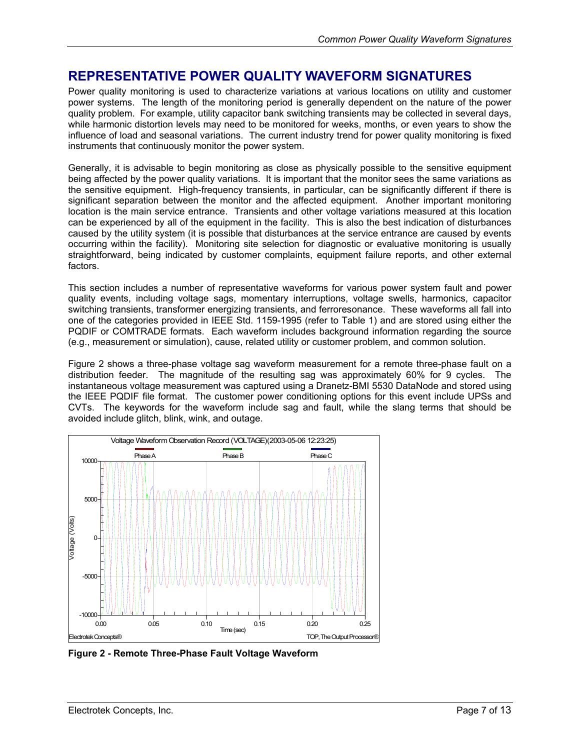## REPRESENTATIVE POWER QUALITY WAVEFORM SIGNATURES

Power quality monitoring is used to characterize variations at various locations on utility and customer power systems. The length of the monitoring period is generally dependent on the nature of the power quality problem. For example, utility capacitor bank switching transients may be collected in several days, while harmonic distortion levels may need to be monitored for weeks, months, or even years to show the influence of load and seasonal variations. The current industry trend for power quality monitoring is fixed instruments that continuously monitor the power system.

Generally, it is advisable to begin monitoring as close as physically possible to the sensitive equipment being affected by the power quality variations. It is important that the monitor sees the same variations as the sensitive equipment. High-frequency transients, in particular, can be significantly different if there is significant separation between the monitor and the affected equipment. Another important monitoring location is the main service entrance. Transients and other voltage variations measured at this location can be experienced by all of the equipment in the facility. This is also the best indication of disturbances caused by the utility system (it is possible that disturbances at the service entrance are caused by events occurring within the facility). Monitoring site selection for diagnostic or evaluative monitoring is usually straightforward, being indicated by customer complaints, equipment failure reports, and other external factors.

This section includes a number of representative waveforms for various power system fault and power quality events, including voltage sags, momentary interruptions, voltage swells, harmonics, capacitor switching transients, transformer energizing transients, and ferroresonance. These waveforms all fall into one of the categories provided in IEEE Std. 1159-1995 (refer to Table 1) and are stored using either the PQDIF or COMTRADE formats. Each waveform includes background information regarding the source (e.g., measurement or simulation), cause, related utility or customer problem, and common solution.

Figure 2 shows a three-phase voltage sag waveform measurement for a remote three-phase fault on a distribution feeder. The magnitude of the resulting sag was approximately 60% for 9 cycles. The instantaneous voltage measurement was captured using a Dranetz-BMI 5530 DataNode and stored using the IEEE PQDIF file format. The customer power conditioning options for this event include UPSs and CVTs. The keywords for the waveform include sag and fault, while the slang terms that should be avoided include glitch, blink, wink, and outage.

**Figure 2 - Remote Three-Phase Fault Voltage Waveform**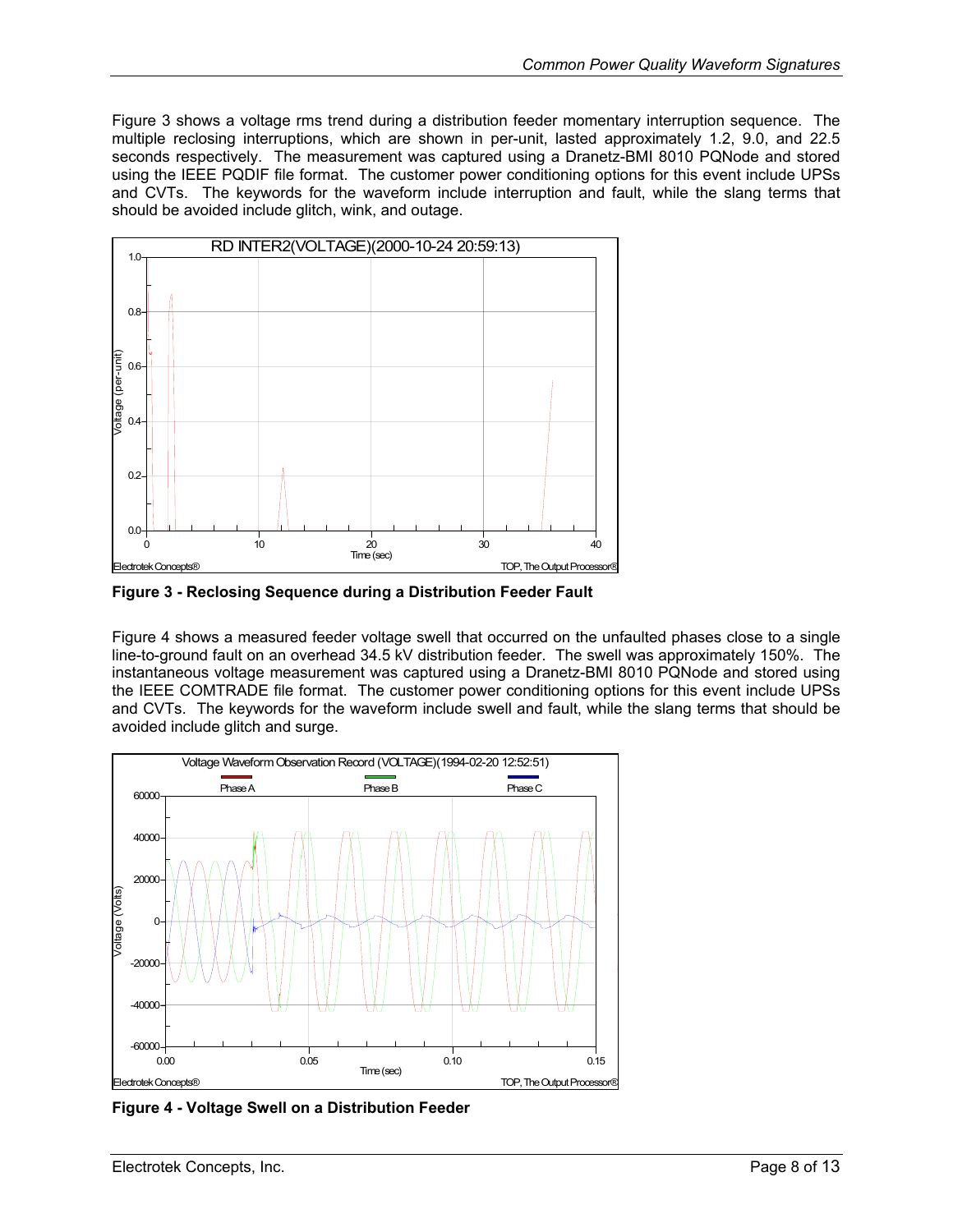Figure 3 shows a voltage rms trend during a distribution feeder momentary interruption sequence. The multiple reclosing interruptions, which are shown in per-unit, lasted approximately 1.2, 9.0, and 22.5 seconds respectively. The measurement was captured using a Dranetz-BMI 8010 PQNode and stored using the IEEE PQDIF file format. The customer power conditioning options for this event include UPSs and CVTs. The keywords for the waveform include interruption and fault, while the slang terms that should be avoided include glitch, wink, and outage.

**Figure 3 - Reclosing Sequence during a Distribution Feeder Fault**

Figure 4 shows a measured feeder voltage swell that occurred on the unfaulted phases close to a single line-to-ground fault on an overhead 34.5 kV distribution feeder. The swell was approximately 150%. The instantaneous voltage measurement was captured using a Dranetz-BMI 8010 PQNode and stored using the IEEE COMTRADE file format. The customer power conditioning options for this event include UPSs and CVTs. The keywords for the waveform include swell and fault, while the slang terms that should be avoided include glitch and surge.

**Figure 4 - Voltage Swell on a Distribution Feeder**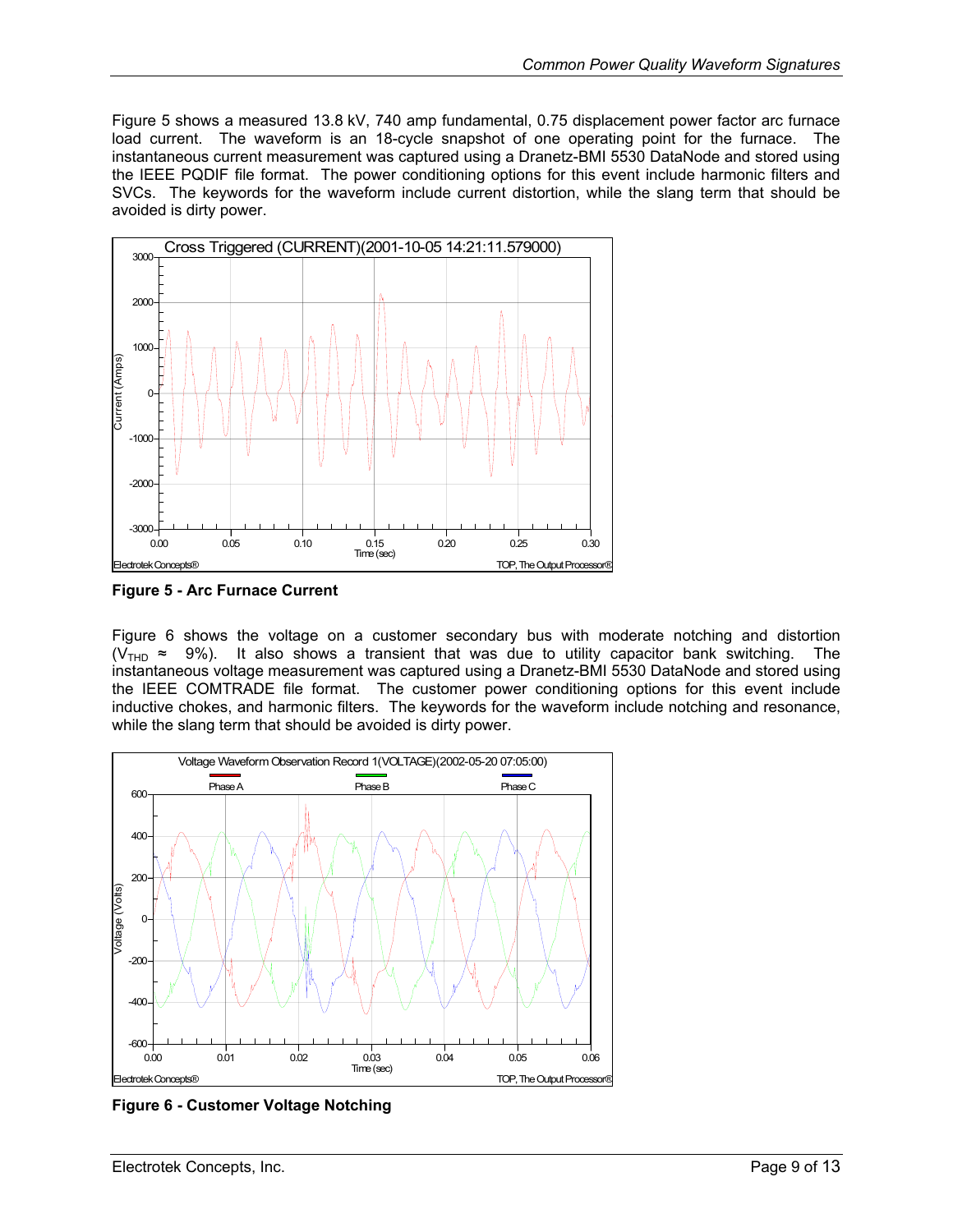Figure 5 shows a measured 13.8 kV, 740 amp fundamental, 0.75 displacement power factor arc furnace load current. The waveform is an 18-cycle snapshot of one operating point for the furnace. The instantaneous current measurement was captured using a Dranetz-BMI 5530 DataNode and stored using the IEEE PQDIF file format. The power conditioning options for this event include harmonic filters and SVCs. The keywords for the waveform include current distortion, while the slang term that should be avoided is dirty power.

**Figure 5 - Arc Furnace Current**

Figure 6 shows the voltage on a customer secondary bus with moderate notching and distortion ($V_{THD} \approx$ 9%). It also shows a transient that was due to utility capacitor bank switching. The instantaneous voltage measurement was captured using a Dranetz-BMI 5530 DataNode and stored using the IEEE COMTRADE file format. The customer power conditioning options for this event include inductive chokes, and harmonic filters. The keywords for the waveform include notching and resonance, while the slang term that should be avoided is dirty power.

**Figure 6 - Customer Voltage Notching**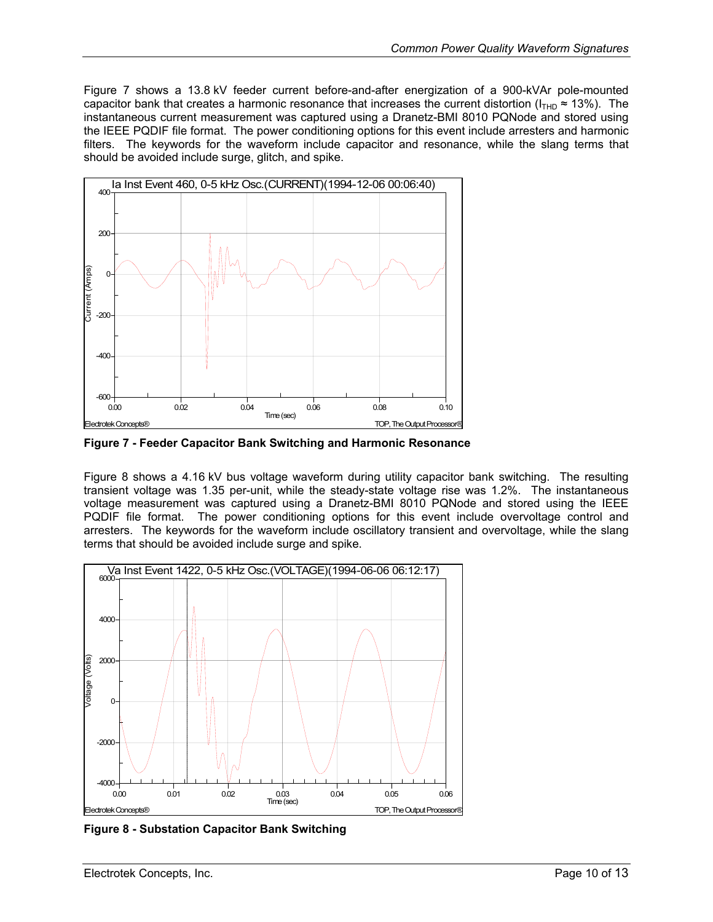Figure 7 shows a 13.8 kV feeder current before-and-after energization of a 900-kVAr pole-mounted capacitor bank that creates a harmonic resonance that increases the current distortion ($I_{THD} \approx 13\%$). The instantaneous current measurement was captured using a Dranetz-BMI 8010 PQNode and stored using the IEEE PQDIF file format. The power conditioning options for this event include arresters and harmonic filters. The keywords for the waveform include capacitor and resonance, while the slang terms that should be avoided include surge, glitch, and spike.

**Figure 7 - Feeder Capacitor Bank Switching and Harmonic Resonance**

Figure 8 shows a 4.16 kV bus voltage waveform during utility capacitor bank switching. The resulting transient voltage was 1.35 per-unit, while the steady-state voltage rise was 1.2%. The instantaneous voltage measurement was captured using a Dranetz-BMI 8010 PQNode and stored using the IEEE PQDIF file format. The power conditioning options for this event include overvoltage control and arresters. The keywords for the waveform include oscillatory transient and overvoltage, while the slang terms that should be avoided include surge and spike.

**Figure 8 - Substation Capacitor Bank Switching**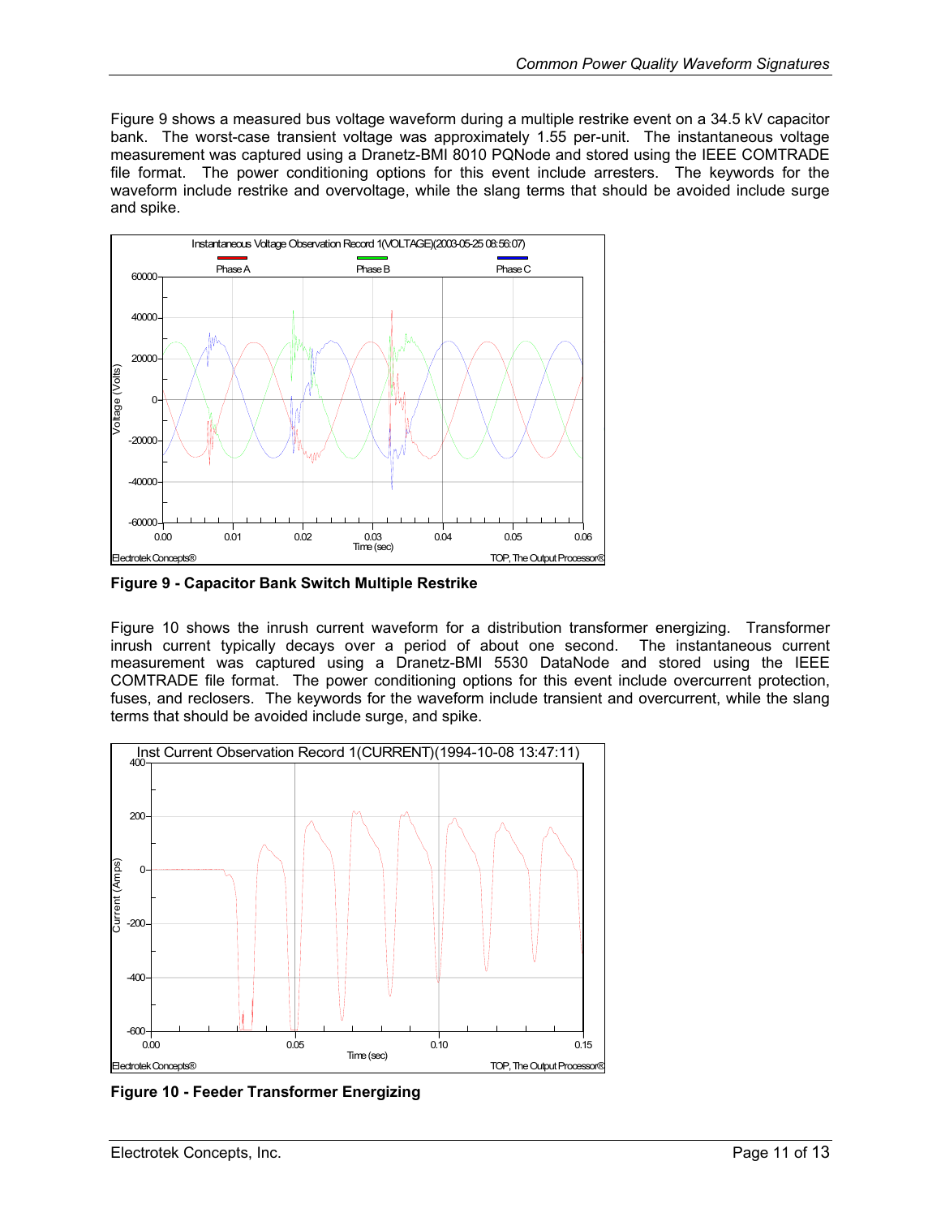Figure 9 shows a measured bus voltage waveform during a multiple restrike event on a 34.5 kV capacitor bank. The worst-case transient voltage was approximately 1.55 per-unit. The instantaneous voltage measurement was captured using a Dranetz-BMI 8010 PQNode and stored using the IEEE COMTRADE file format. The power conditioning options for this event include arresters. The keywords for the waveform include restrike and overvoltage, while the slang terms that should be avoided include surge and spike.

**Figure 9 - Capacitor Bank Switch Multiple Restrike**

Figure 10 shows the inrush current waveform for a distribution transformer energizing. Transformer inrush current typically decays over a period of about one second. The instantaneous current measurement was captured using a Dranetz-BMI 5530 DataNode and stored using the IEEE COMTRADE file format. The power conditioning options for this event include overcurrent protection, fuses, and reclosers. The keywords for the waveform include transient and overcurrent, while the slang terms that should be avoided include surge, and spike.

**Figure 10 - Feeder Transformer Energizing**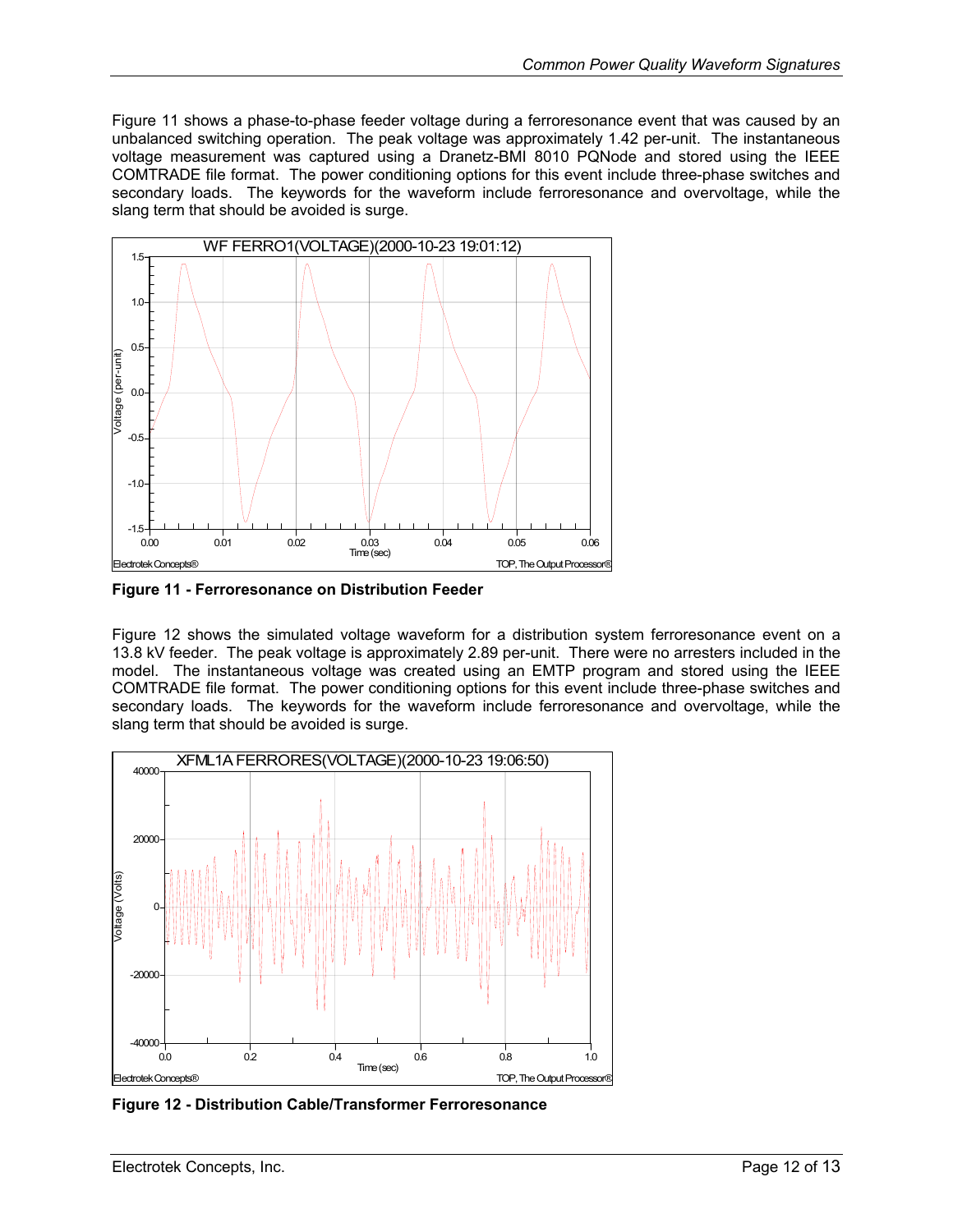Figure 11 shows a phase-to-phase feeder voltage during a ferroresonance event that was caused by an unbalanced switching operation. The peak voltage was approximately 1.42 per-unit. The instantaneous voltage measurement was captured using a Dranetz-BMI 8010 PQNode and stored using the IEEE COMTRADE file format. The power conditioning options for this event include three-phase switches and secondary loads. The keywords for the waveform include ferroresonance and overvoltage, while the slang term that should be avoided is surge.

**Figure 11 - Ferroresonance on Distribution Feeder**

Figure 12 shows the simulated voltage waveform for a distribution system ferroresonance event on a 13.8 kV feeder. The peak voltage is approximately 2.89 per-unit. There were no arresters included in the model. The instantaneous voltage was created using an EMTP program and stored using the IEEE COMTRADE file format. The power conditioning options for this event include three-phase switches and secondary loads. The keywords for the waveform include ferroresonance and overvoltage, while the slang term that should be avoided is surge.

**Figure 12 - Distribution Cable/Transformer Ferroresonance**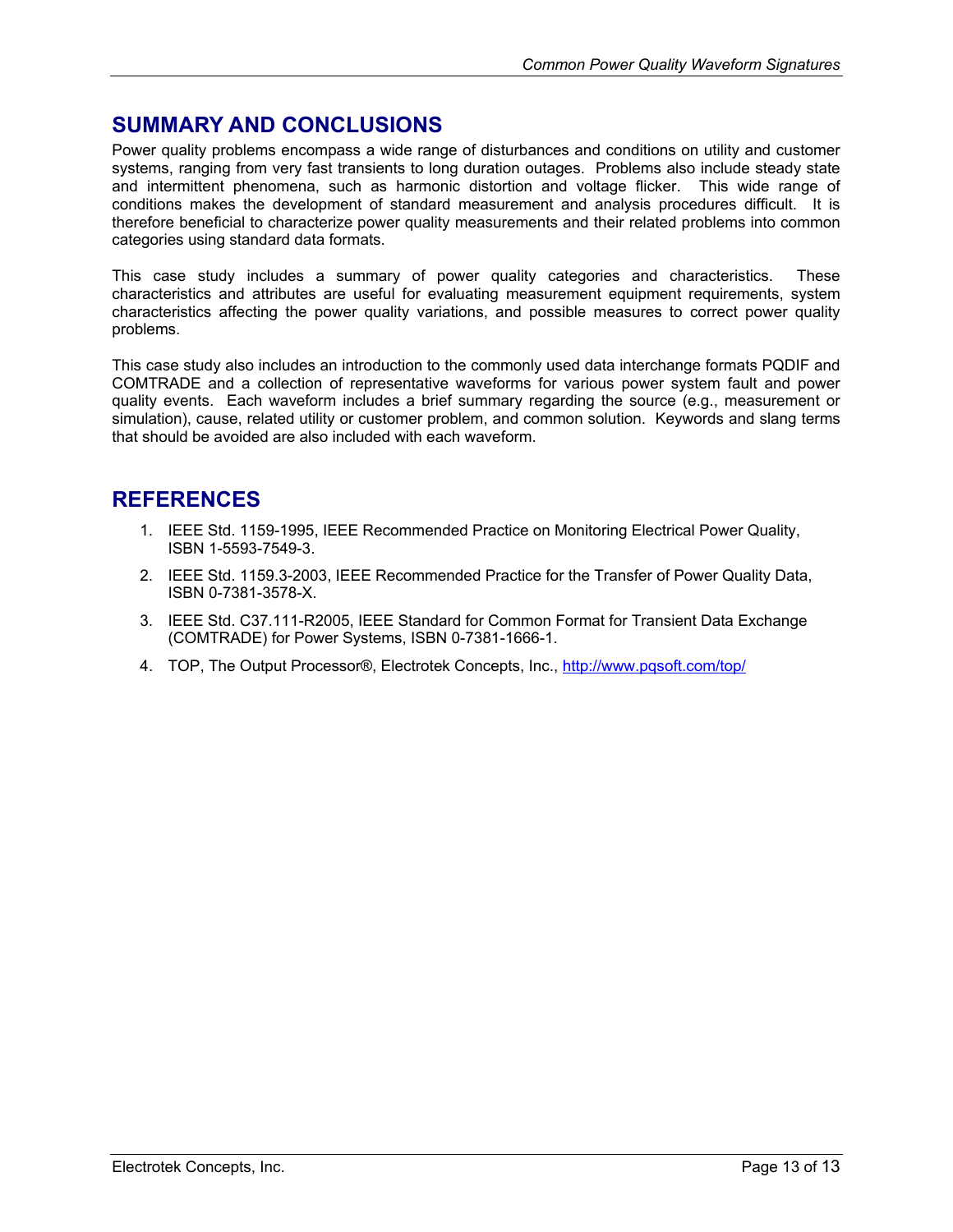## SUMMARY AND CONCLUSIONS

Power quality problems encompass a wide range of disturbances and conditions on utility and customer systems, ranging from very fast transients to long duration outages. Problems also include steady state and intermittent phenomena, such as harmonic distortion and voltage flicker. This wide range of conditions makes the development of standard measurement and analysis procedures difficult. It is therefore beneficial to characterize power quality measurements and their related problems into common categories using standard data formats.

This case study includes a summary of power quality categories and characteristics. These characteristics and attributes are useful for evaluating measurement equipment requirements, system characteristics affecting the power quality variations, and possible measures to correct power quality problems.

This case study also includes an introduction to the commonly used data interchange formats PQDIF and COMTRADE and a collection of representative waveforms for various power system fault and power quality events. Each waveform includes a brief summary regarding the source (e.g., measurement or simulation), cause, related utility or customer problem, and common solution. Keywords and slang terms that should be avoided are also included with each waveform.

## REFERENCES

1. IEEE Std. 1159-1995, IEEE Recommended Practice on Monitoring Electrical Power Quality, ISBN 1-5593-7549-3.
2. IEEE Std. 1159.3-2003, IEEE Recommended Practice for the Transfer of Power Quality Data, ISBN 0-7381-3578-X.
3. IEEE Std. C37.111-R2005, IEEE Standard for Common Format for Transient Data Exchange (COMTRADE) for Power Systems, ISBN 0-7381-1666-1.
4. TOP, The Output Processor®, Electrotek Concepts, Inc., http://www.pqsoft.com/top/